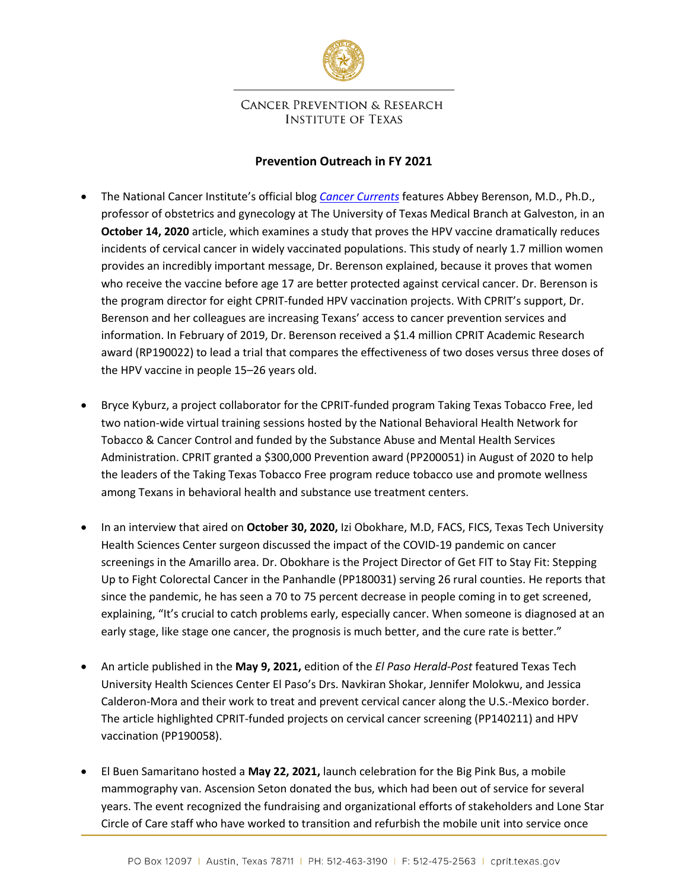Cancer Prevention & Research Institute of Texas

## Prevention Outreach in FY 2021

- The National Cancer Institute's official blog *Cancer Currents* features Abbey Berenson, M.D., Ph.D., professor of obstetrics and gynecology at The University of Texas Medical Branch at Galveston, in an **October 14, 2020** article, which examines a study that proves the HPV vaccine dramatically reduces incidents of cervical cancer in widely vaccinated populations. This study of nearly 1.7 million women provides an incredibly important message, Dr. Berenson explained, because it proves that women who receive the vaccine before age 17 are better protected against cervical cancer. Dr. Berenson is the program director for eight CPRIT-funded HPV vaccination projects. With CPRIT's support, Dr. Berenson and her colleagues are increasing Texans' access to cancer prevention services and information. In February of 2019, Dr. Berenson received a $1.4 million CPRIT Academic Research award (RP190022) to lead a trial that compares the effectiveness of two doses versus three doses of the HPV vaccine in people 15–26 years old.

- Bryce Kyburz, a project collaborator for the CPRIT-funded program Taking Texas Tobacco Free, led two nation-wide virtual training sessions hosted by the National Behavioral Health Network for Tobacco & Cancer Control and funded by the Substance Abuse and Mental Health Services Administration. CPRIT granted a $300,000 Prevention award (PP200051) in August of 2020 to help the leaders of the Taking Texas Tobacco Free program reduce tobacco use and promote wellness among Texans in behavioral health and substance use treatment centers.

- In an interview that aired on **October 30, 2020,** Izi Obokhare, M.D, FACS, FICS, Texas Tech University Health Sciences Center surgeon discussed the impact of the COVID-19 pandemic on cancer screenings in the Amarillo area. Dr. Obokhare is the Project Director of Get FIT to Stay Fit: Stepping Up to Fight Colorectal Cancer in the Panhandle (PP180031) serving 26 rural counties. He reports that since the pandemic, he has seen a 70 to 75 percent decrease in people coming in to get screened, explaining, "It's crucial to catch problems early, especially cancer. When someone is diagnosed at an early stage, like stage one cancer, the prognosis is much better, and the cure rate is better."

- An article published in the **May 9, 2021,** edition of the *El Paso Herald-Post* featured Texas Tech University Health Sciences Center El Paso's Drs. Navkiran Shokar, Jennifer Molokwu, and Jessica Calderon-Mora and their work to treat and prevent cervical cancer along the U.S.-Mexico border. The article highlighted CPRIT-funded projects on cervical cancer screening (PP140211) and HPV vaccination (PP190058).

- El Buen Samaritano hosted a **May 22, 2021,** launch celebration for the Big Pink Bus, a mobile mammography van. Ascension Seton donated the bus, which had been out of service for several years. The event recognized the fundraising and organizational efforts of stakeholders and Lone Star Circle of Care staff who have worked to transition and refurbish the mobile unit into service once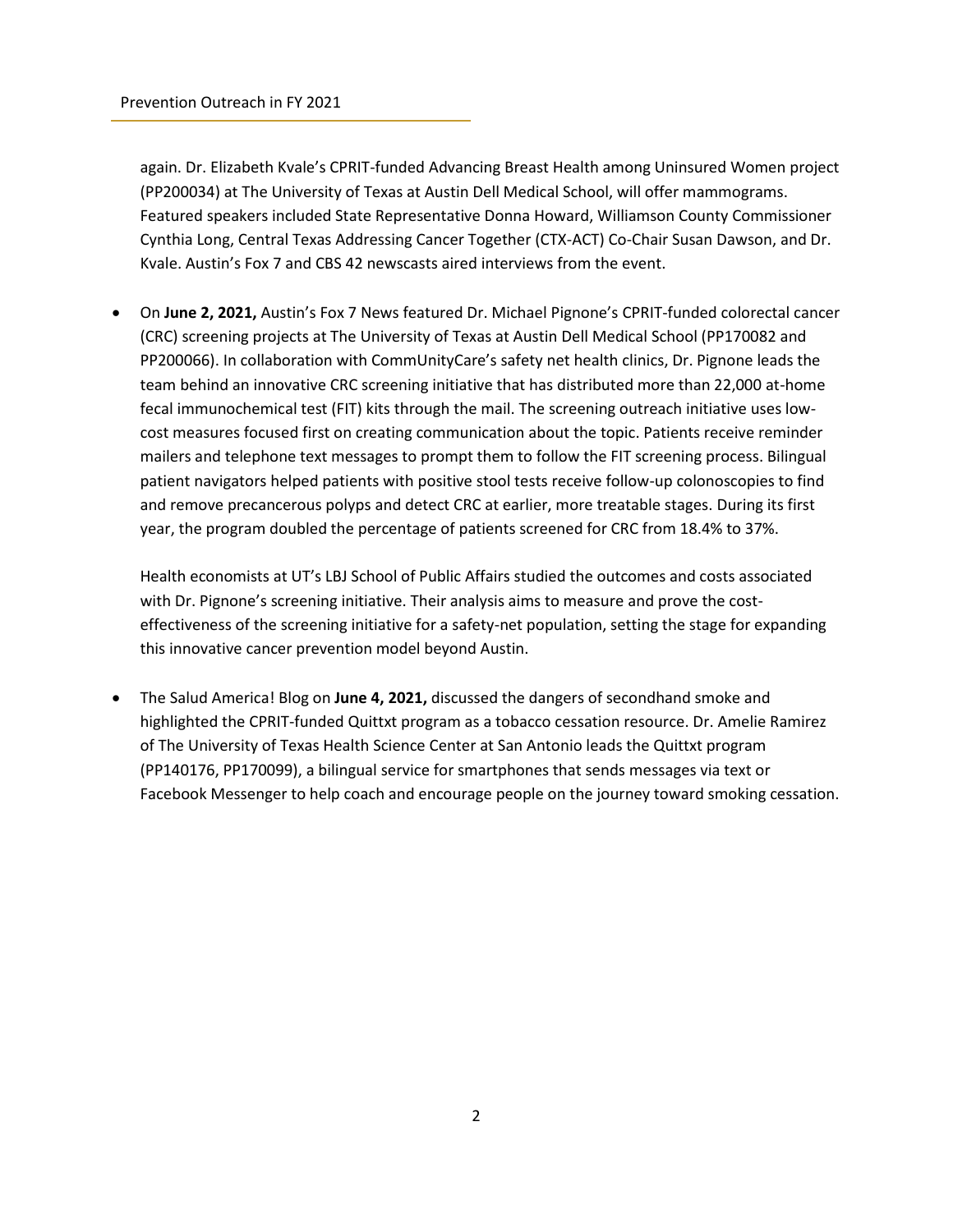again. Dr. Elizabeth Kvale's CPRIT-funded Advancing Breast Health among Uninsured Women project (PP200034) at The University of Texas at Austin Dell Medical School, will offer mammograms. Featured speakers included State Representative Donna Howard, Williamson County Commissioner Cynthia Long, Central Texas Addressing Cancer Together (CTX-ACT) Co-Chair Susan Dawson, and Dr. Kvale. Austin's Fox 7 and CBS 42 newscasts aired interviews from the event.

- On **June 2, 2021,** Austin's Fox 7 News featured Dr. Michael Pignone's CPRIT-funded colorectal cancer (CRC) screening projects at The University of Texas at Austin Dell Medical School (PP170082 and PP200066). In collaboration with CommUnityCare's safety net health clinics, Dr. Pignone leads the team behind an innovative CRC screening initiative that has distributed more than 22,000 at-home fecal immunochemical test (FIT) kits through the mail. The screening outreach initiative uses low-cost measures focused first on creating communication about the topic. Patients receive reminder mailers and telephone text messages to prompt them to follow the FIT screening process. Bilingual patient navigators helped patients with positive stool tests receive follow-up colonoscopies to find and remove precancerous polyps and detect CRC at earlier, more treatable stages. During its first year, the program doubled the percentage of patients screened for CRC from 18.4% to 37%.

  Health economists at UT's LBJ School of Public Affairs studied the outcomes and costs associated with Dr. Pignone's screening initiative. Their analysis aims to measure and prove the cost-effectiveness of the screening initiative for a safety-net population, setting the stage for expanding this innovative cancer prevention model beyond Austin.

- The Salud America! Blog on **June 4, 2021,** discussed the dangers of secondhand smoke and highlighted the CPRIT-funded Quittxt program as a tobacco cessation resource. Dr. Amelie Ramirez of The University of Texas Health Science Center at San Antonio leads the Quittxt program (PP140176, PP170099), a bilingual service for smartphones that sends messages via text or Facebook Messenger to help coach and encourage people on the journey toward smoking cessation.